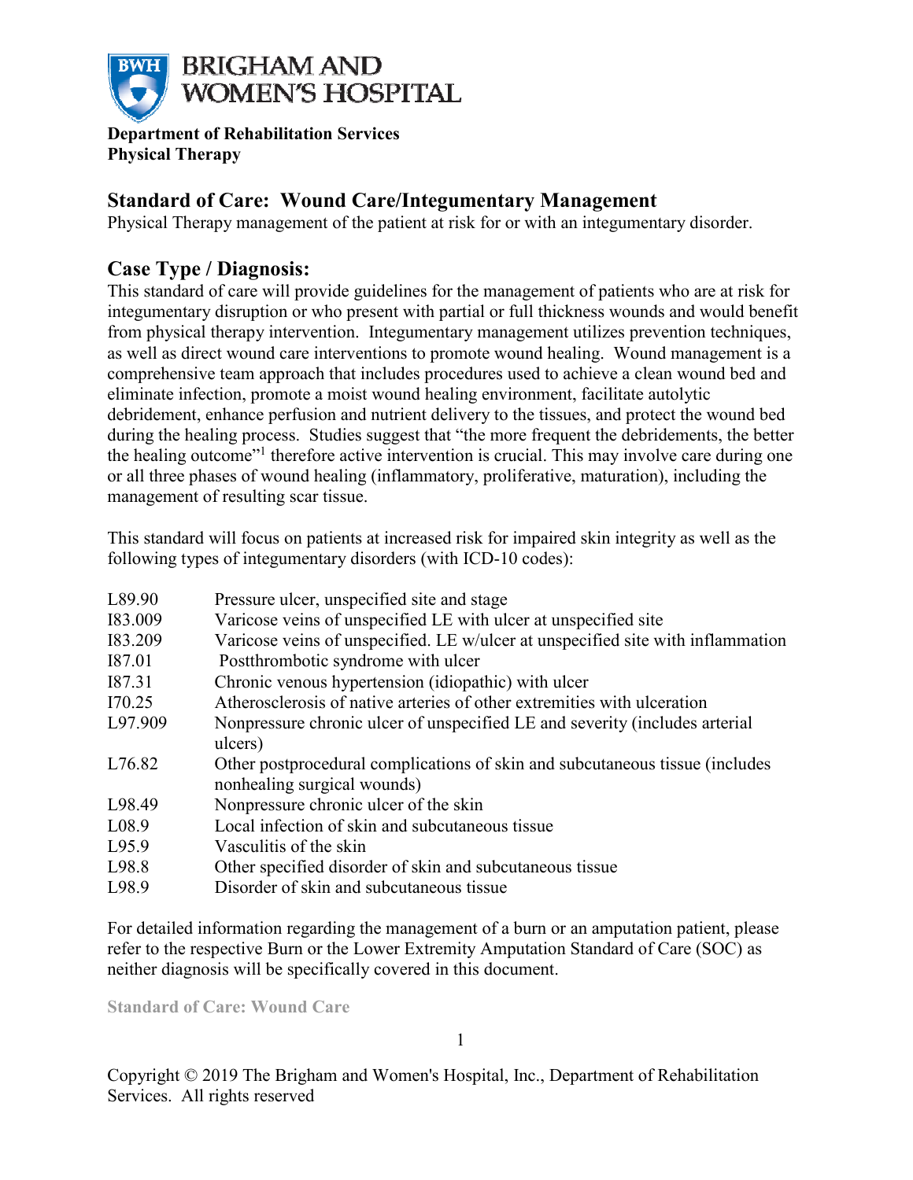**BRIGHAM AND WOMEN'S HOSPITAL**

**Department of Rehabilitation Services**
**Physical Therapy**

## Standard of Care: Wound Care/Integumentary Management

Physical Therapy management of the patient at risk for or with an integumentary disorder.

## Case Type / Diagnosis:

This standard of care will provide guidelines for the management of patients who are at risk for integumentary disruption or who present with partial or full thickness wounds and would benefit from physical therapy intervention. Integumentary management utilizes prevention techniques, as well as direct wound care interventions to promote wound healing. Wound management is a comprehensive team approach that includes procedures used to achieve a clean wound bed and eliminate infection, promote a moist wound healing environment, facilitate autolytic debridement, enhance perfusion and nutrient delivery to the tissues, and protect the wound bed during the healing process. Studies suggest that "the more frequent the debridements, the better the healing outcome"[1] therefore active intervention is crucial. This may involve care during one or all three phases of wound healing (inflammatory, proliferative, maturation), including the management of resulting scar tissue.

This standard will focus on patients at increased risk for impaired skin integrity as well as the following types of integumentary disorders (with ICD-10 codes):

| Code | Description |
| --- | --- |
| L89.90 | Pressure ulcer, unspecified site and stage |
| I83.009 | Varicose veins of unspecified LE with ulcer at unspecified site |
| I83.209 | Varicose veins of unspecified. LE w/ulcer at unspecified site with inflammation |
| I87.01 | Postthrombotic syndrome with ulcer |
| I87.31 | Chronic venous hypertension (idiopathic) with ulcer |
| I70.25 | Atherosclerosis of native arteries of other extremities with ulceration |
| L97.909 | Nonpressure chronic ulcer of unspecified LE and severity (includes arterial ulcers) |
| L76.82 | Other postprocedural complications of skin and subcutaneous tissue (includes nonhealing surgical wounds) |
| L98.49 | Nonpressure chronic ulcer of the skin |
| L08.9 | Local infection of skin and subcutaneous tissue |
| L95.9 | Vasculitis of the skin |
| L98.8 | Other specified disorder of skin and subcutaneous tissue |
| L98.9 | Disorder of skin and subcutaneous tissue |

For detailed information regarding the management of a burn or an amputation patient, please refer to the respective Burn or the Lower Extremity Amputation Standard of Care (SOC) as neither diagnosis will be specifically covered in this document.

Copyright © 2019 The Brigham and Women's Hospital, Inc., Department of Rehabilitation Services. All rights reserved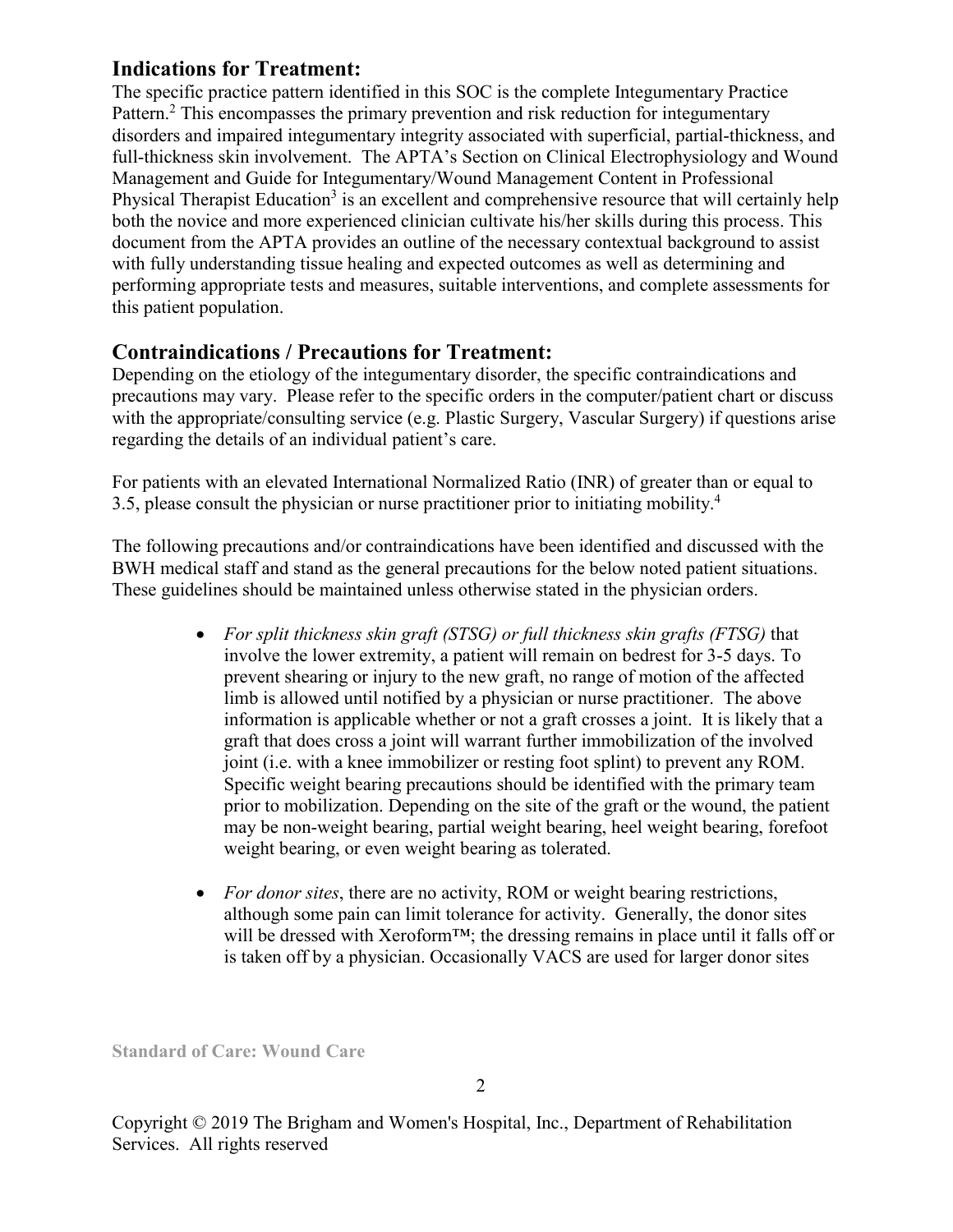## Indications for Treatment:

The specific practice pattern identified in this SOC is the complete Integumentary Practice Pattern.[2] This encompasses the primary prevention and risk reduction for integumentary disorders and impaired integumentary integrity associated with superficial, partial-thickness, and full-thickness skin involvement. The APTA's Section on Clinical Electrophysiology and Wound Management and Guide for Integumentary/Wound Management Content in Professional Physical Therapist Education[3] is an excellent and comprehensive resource that will certainly help both the novice and more experienced clinician cultivate his/her skills during this process. This document from the APTA provides an outline of the necessary contextual background to assist with fully understanding tissue healing and expected outcomes as well as determining and performing appropriate tests and measures, suitable interventions, and complete assessments for this patient population.

## Contraindications / Precautions for Treatment:

Depending on the etiology of the integumentary disorder, the specific contraindications and precautions may vary. Please refer to the specific orders in the computer/patient chart or discuss with the appropriate/consulting service (e.g. Plastic Surgery, Vascular Surgery) if questions arise regarding the details of an individual patient's care.

For patients with an elevated International Normalized Ratio (INR) of greater than or equal to 3.5, please consult the physician or nurse practitioner prior to initiating mobility.[4]

The following precautions and/or contraindications have been identified and discussed with the BWH medical staff and stand as the general precautions for the below noted patient situations. These guidelines should be maintained unless otherwise stated in the physician orders.

- *For split thickness skin graft (STSG) or full thickness skin grafts (FTSG)* that involve the lower extremity, a patient will remain on bedrest for 3-5 days. To prevent shearing or injury to the new graft, no range of motion of the affected limb is allowed until notified by a physician or nurse practitioner. The above information is applicable whether or not a graft crosses a joint. It is likely that a graft that does cross a joint will warrant further immobilization of the involved joint (i.e. with a knee immobilizer or resting foot splint) to prevent any ROM. Specific weight bearing precautions should be identified with the primary team prior to mobilization. Depending on the site of the graft or the wound, the patient may be non-weight bearing, partial weight bearing, heel weight bearing, forefoot weight bearing, or even weight bearing as tolerated.

- *For donor sites*, there are no activity, ROM or weight bearing restrictions, although some pain can limit tolerance for activity. Generally, the donor sites will be dressed with Xeroform™; the dressing remains in place until it falls off or is taken off by a physician. Occasionally VACS are used for larger donor sites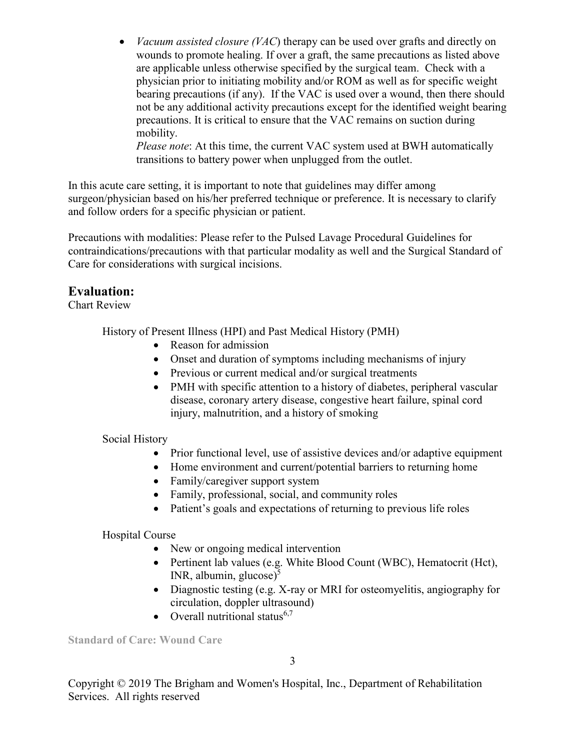- *Vacuum assisted closure (VAC*) therapy can be used over grafts and directly on wounds to promote healing. If over a graft, the same precautions as listed above are applicable unless otherwise specified by the surgical team. Check with a physician prior to initiating mobility and/or ROM as well as for specific weight bearing precautions (if any). If the VAC is used over a wound, then there should not be any additional activity precautions except for the identified weight bearing precautions. It is critical to ensure that the VAC remains on suction during mobility.

  *Please note*: At this time, the current VAC system used at BWH automatically transitions to battery power when unplugged from the outlet.

In this acute care setting, it is important to note that guidelines may differ among surgeon/physician based on his/her preferred technique or preference. It is necessary to clarify and follow orders for a specific physician or patient.

Precautions with modalities: Please refer to the Pulsed Lavage Procedural Guidelines for contraindications/precautions with that particular modality as well and the Surgical Standard of Care for considerations with surgical incisions.

## Evaluation:

Chart Review

History of Present Illness (HPI) and Past Medical History (PMH)

- Reason for admission
- Onset and duration of symptoms including mechanisms of injury
- Previous or current medical and/or surgical treatments
- PMH with specific attention to a history of diabetes, peripheral vascular disease, coronary artery disease, congestive heart failure, spinal cord injury, malnutrition, and a history of smoking

Social History

- Prior functional level, use of assistive devices and/or adaptive equipment
- Home environment and current/potential barriers to returning home
- Family/caregiver support system
- Family, professional, social, and community roles
- Patient's goals and expectations of returning to previous life roles

Hospital Course

- New or ongoing medical intervention
- Pertinent lab values (e.g. White Blood Count (WBC), Hematocrit (Hct), INR, albumin, glucose)[5]
- Diagnostic testing (e.g. X-ray or MRI for osteomyelitis, angiography for circulation, doppler ultrasound)
- Overall nutritional status[6,7]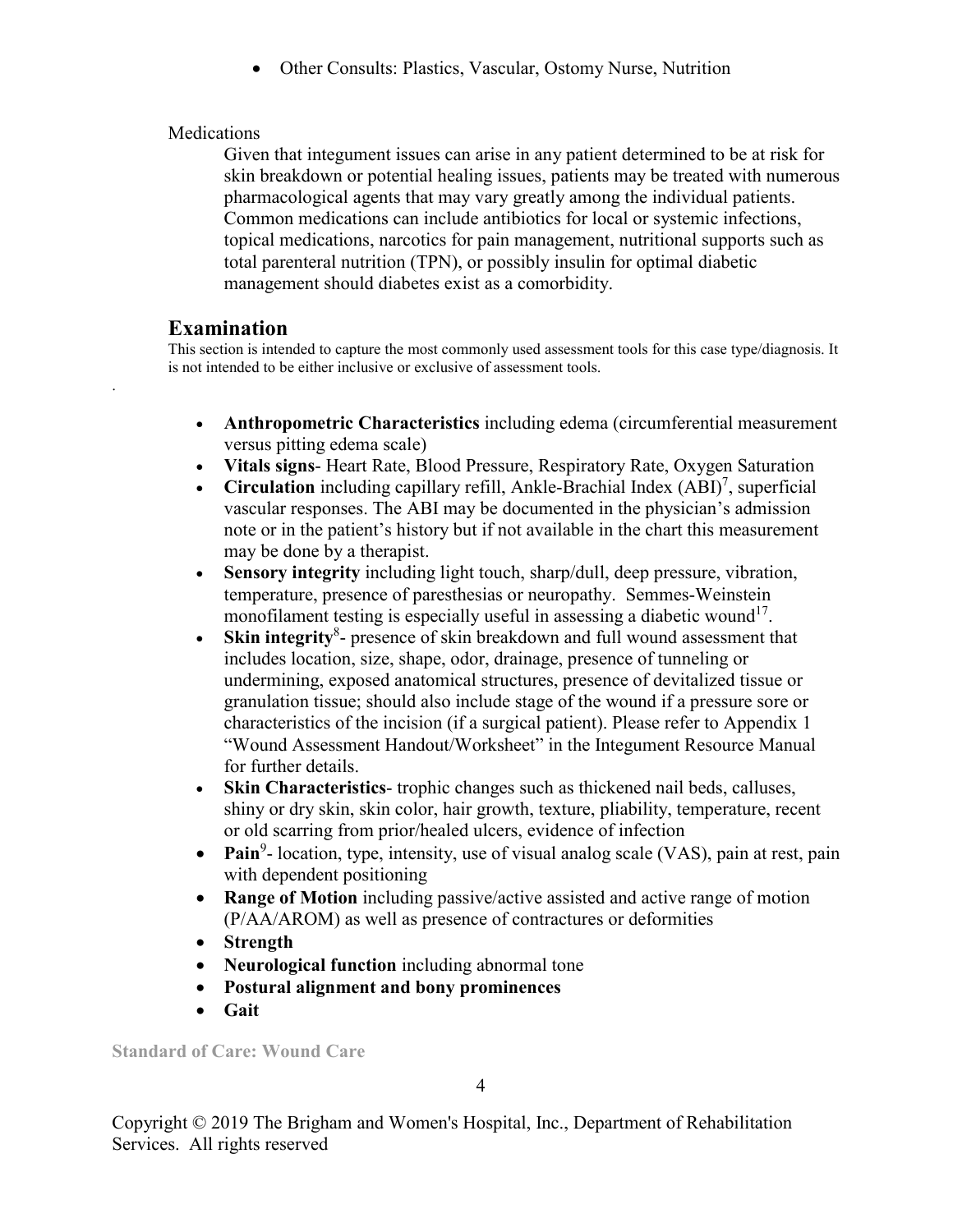- Other Consults: Plastics, Vascular, Ostomy Nurse, Nutrition

Medications

Given that integument issues can arise in any patient determined to be at risk for skin breakdown or potential healing issues, patients may be treated with numerous pharmacological agents that may vary greatly among the individual patients. Common medications can include antibiotics for local or systemic infections, topical medications, narcotics for pain management, nutritional supports such as total parenteral nutrition (TPN), or possibly insulin for optimal diabetic management should diabetes exist as a comorbidity.

## Examination

This section is intended to capture the most commonly used assessment tools for this case type/diagnosis. It is not intended to be either inclusive or exclusive of assessment tools.

- **Anthropometric Characteristics** including edema (circumferential measurement versus pitting edema scale)
- **Vitals signs**- Heart Rate, Blood Pressure, Respiratory Rate, Oxygen Saturation
- **Circulation** including capillary refill, Ankle-Brachial Index (ABI)[7], superficial vascular responses. The ABI may be documented in the physician's admission note or in the patient's history but if not available in the chart this measurement may be done by a therapist.
- **Sensory integrity** including light touch, sharp/dull, deep pressure, vibration, temperature, presence of paresthesias or neuropathy. Semmes-Weinstein monofilament testing is especially useful in assessing a diabetic wound[17].
- **Skin integrity**[8]- presence of skin breakdown and full wound assessment that includes location, size, shape, odor, drainage, presence of tunneling or undermining, exposed anatomical structures, presence of devitalized tissue or granulation tissue; should also include stage of the wound if a pressure sore or characteristics of the incision (if a surgical patient). Please refer to Appendix 1 "Wound Assessment Handout/Worksheet" in the Integument Resource Manual for further details.
- **Skin Characteristics**- trophic changes such as thickened nail beds, calluses, shiny or dry skin, skin color, hair growth, texture, pliability, temperature, recent or old scarring from prior/healed ulcers, evidence of infection
- **Pain**[9]- location, type, intensity, use of visual analog scale (VAS), pain at rest, pain with dependent positioning
- **Range of Motion** including passive/active assisted and active range of motion (P/AA/AROM) as well as presence of contractures or deformities
- **Strength**
- **Neurological function** including abnormal tone
- **Postural alignment and bony prominences**
- **Gait**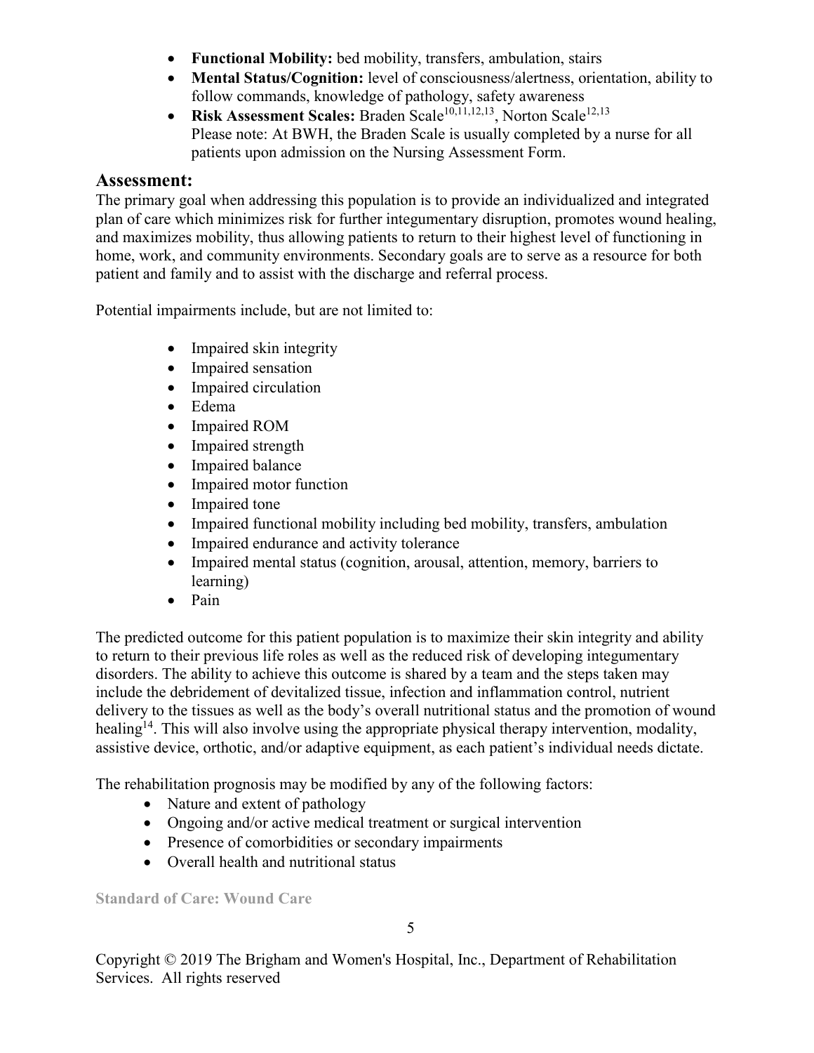- **Functional Mobility:** bed mobility, transfers, ambulation, stairs
- **Mental Status/Cognition:** level of consciousness/alertness, orientation, ability to follow commands, knowledge of pathology, safety awareness
- **Risk Assessment Scales:** Braden Scale[10,11,12,13], Norton Scale[12,13]
  Please note: At BWH, the Braden Scale is usually completed by a nurse for all patients upon admission on the Nursing Assessment Form.

## Assessment:

The primary goal when addressing this population is to provide an individualized and integrated plan of care which minimizes risk for further integumentary disruption, promotes wound healing, and maximizes mobility, thus allowing patients to return to their highest level of functioning in home, work, and community environments. Secondary goals are to serve as a resource for both patient and family and to assist with the discharge and referral process.

Potential impairments include, but are not limited to:

- Impaired skin integrity
- Impaired sensation
- Impaired circulation
- Edema
- Impaired ROM
- Impaired strength
- Impaired balance
- Impaired motor function
- Impaired tone
- Impaired functional mobility including bed mobility, transfers, ambulation
- Impaired endurance and activity tolerance
- Impaired mental status (cognition, arousal, attention, memory, barriers to learning)
- Pain

The predicted outcome for this patient population is to maximize their skin integrity and ability to return to their previous life roles as well as the reduced risk of developing integumentary disorders. The ability to achieve this outcome is shared by a team and the steps taken may include the debridement of devitalized tissue, infection and inflammation control, nutrient delivery to the tissues as well as the body's overall nutritional status and the promotion of wound healing[14]. This will also involve using the appropriate physical therapy intervention, modality, assistive device, orthotic, and/or adaptive equipment, as each patient's individual needs dictate.

The rehabilitation prognosis may be modified by any of the following factors:

- Nature and extent of pathology
- Ongoing and/or active medical treatment or surgical intervention
- Presence of comorbidities or secondary impairments
- Overall health and nutritional status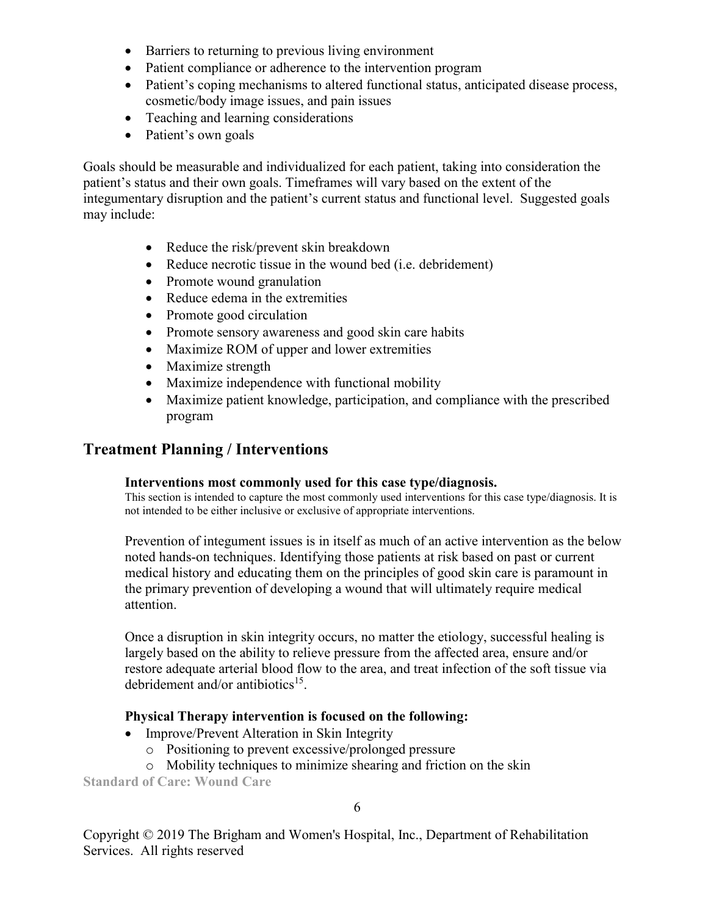- Barriers to returning to previous living environment
- Patient compliance or adherence to the intervention program
- Patient's coping mechanisms to altered functional status, anticipated disease process, cosmetic/body image issues, and pain issues
- Teaching and learning considerations
- Patient's own goals

Goals should be measurable and individualized for each patient, taking into consideration the patient's status and their own goals. Timeframes will vary based on the extent of the integumentary disruption and the patient's current status and functional level. Suggested goals may include:

- Reduce the risk/prevent skin breakdown
- Reduce necrotic tissue in the wound bed (i.e. debridement)
- Promote wound granulation
- Reduce edema in the extremities
- Promote good circulation
- Promote sensory awareness and good skin care habits
- Maximize ROM of upper and lower extremities
- Maximize strength
- Maximize independence with functional mobility
- Maximize patient knowledge, participation, and compliance with the prescribed program

## Treatment Planning / Interventions

**Interventions most commonly used for this case type/diagnosis.**

This section is intended to capture the most commonly used interventions for this case type/diagnosis. It is not intended to be either inclusive or exclusive of appropriate interventions.

Prevention of integument issues is in itself as much of an active intervention as the below noted hands-on techniques. Identifying those patients at risk based on past or current medical history and educating them on the principles of good skin care is paramount in the primary prevention of developing a wound that will ultimately require medical attention.

Once a disruption in skin integrity occurs, no matter the etiology, successful healing is largely based on the ability to relieve pressure from the affected area, ensure and/or restore adequate arterial blood flow to the area, and treat infection of the soft tissue via debridement and/or antibiotics[15].

**Physical Therapy intervention is focused on the following:**

- Improve/Prevent Alteration in Skin Integrity
  - Positioning to prevent excessive/prolonged pressure
  - Mobility techniques to minimize shearing and friction on the skin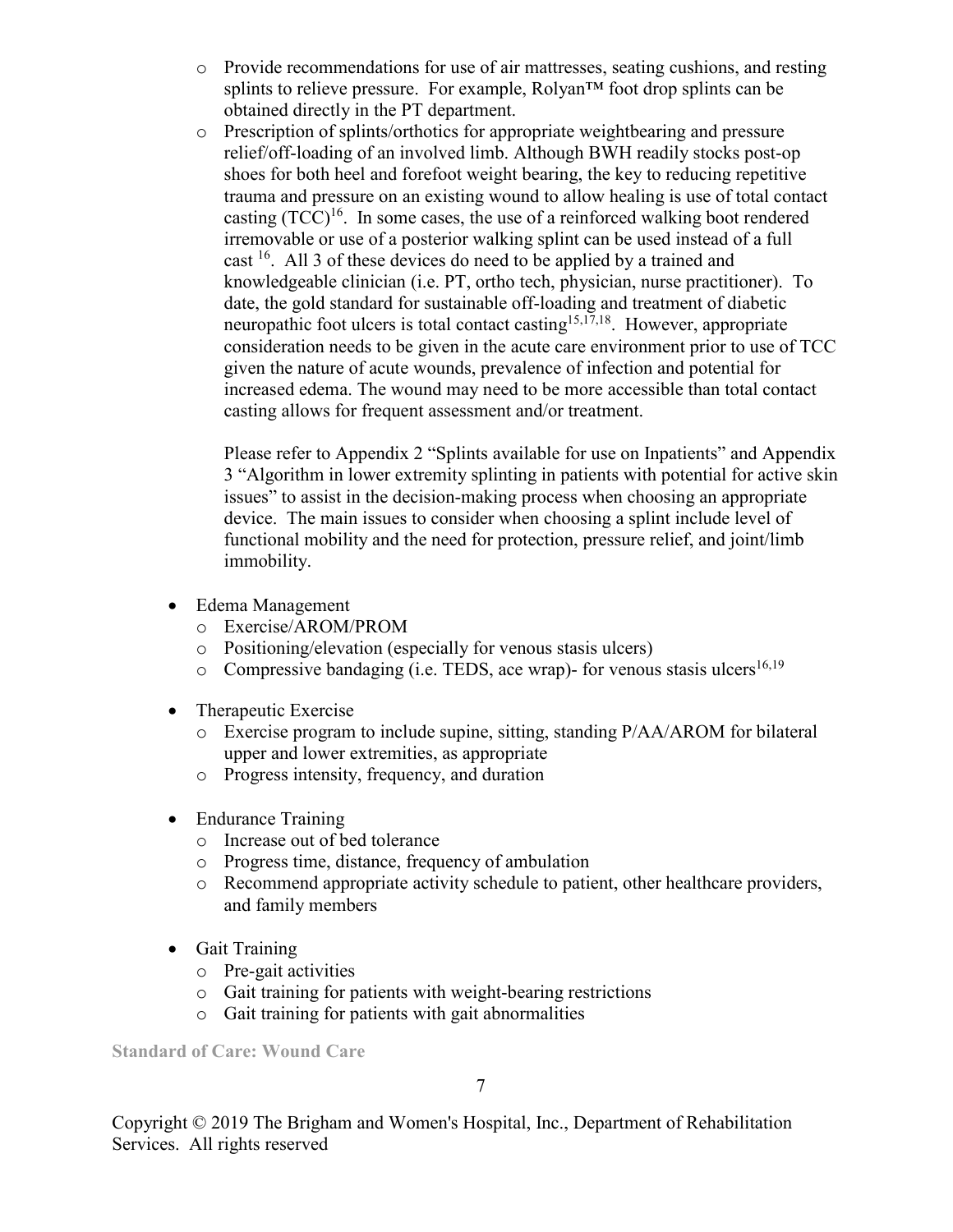- Provide recommendations for use of air mattresses, seating cushions, and resting splints to relieve pressure. For example, Rolyan™ foot drop splints can be obtained directly in the PT department.
- Prescription of splints/orthotics for appropriate weightbearing and pressure relief/off-loading of an involved limb. Although BWH readily stocks post-op shoes for both heel and forefoot weight bearing, the key to reducing repetitive trauma and pressure on an existing wound to allow healing is use of total contact casting (TCC)[16]. In some cases, the use of a reinforced walking boot rendered irremovable or use of a posterior walking splint can be used instead of a full cast [16]. All 3 of these devices do need to be applied by a trained and knowledgeable clinician (i.e. PT, ortho tech, physician, nurse practitioner). To date, the gold standard for sustainable off-loading and treatment of diabetic neuropathic foot ulcers is total contact casting[15,17,18]. However, appropriate consideration needs to be given in the acute care environment prior to use of TCC given the nature of acute wounds, prevalence of infection and potential for increased edema. The wound may need to be more accessible than total contact casting allows for frequent assessment and/or treatment.

  Please refer to Appendix 2 "Splints available for use on Inpatients" and Appendix 3 "Algorithm in lower extremity splinting in patients with potential for active skin issues" to assist in the decision-making process when choosing an appropriate device. The main issues to consider when choosing a splint include level of functional mobility and the need for protection, pressure relief, and joint/limb immobility.

- Edema Management
  - Exercise/AROM/PROM
  - Positioning/elevation (especially for venous stasis ulcers)
  - Compressive bandaging (i.e. TEDS, ace wrap)- for venous stasis ulcers[16,19]

- Therapeutic Exercise
  - Exercise program to include supine, sitting, standing P/AA/AROM for bilateral upper and lower extremities, as appropriate
  - Progress intensity, frequency, and duration

- Endurance Training
  - Increase out of bed tolerance
  - Progress time, distance, frequency of ambulation
  - Recommend appropriate activity schedule to patient, other healthcare providers, and family members

- Gait Training
  - Pre-gait activities
  - Gait training for patients with weight-bearing restrictions
  - Gait training for patients with gait abnormalities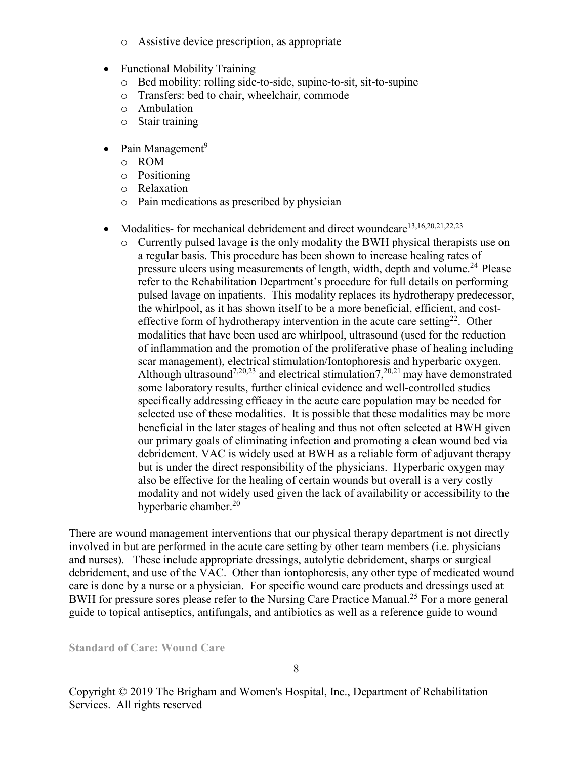- Assistive device prescription, as appropriate

- Functional Mobility Training
   - Bed mobility: rolling side-to-side, supine-to-sit, sit-to-supine
   - Transfers: bed to chair, wheelchair, commode
   - Ambulation
   - Stair training

- Pain Management[9]
   - ROM
   - Positioning
   - Relaxation
   - Pain medications as prescribed by physician

- Modalities- for mechanical debridement and direct woundcare[13,16,20,21,22,23]
   - Currently pulsed lavage is the only modality the BWH physical therapists use on a regular basis. This procedure has been shown to increase healing rates of pressure ulcers using measurements of length, width, depth and volume.[24] Please refer to the Rehabilitation Department's procedure for full details on performing pulsed lavage on inpatients. This modality replaces its hydrotherapy predecessor, the whirlpool, as it has shown itself to be a more beneficial, efficient, and cost-effective form of hydrotherapy intervention in the acute care setting[22]. Other modalities that have been used are whirlpool, ultrasound (used for the reduction of inflammation and the promotion of the proliferative phase of healing including scar management), electrical stimulation/Iontophoresis and hyperbaric oxygen. Although ultrasound[7,20,23] and electrical stimulation7,[20,21] may have demonstrated some laboratory results, further clinical evidence and well-controlled studies specifically addressing efficacy in the acute care population may be needed for selected use of these modalities. It is possible that these modalities may be more beneficial in the later stages of healing and thus not often selected at BWH given our primary goals of eliminating infection and promoting a clean wound bed via debridement. VAC is widely used at BWH as a reliable form of adjuvant therapy but is under the direct responsibility of the physicians. Hyperbaric oxygen may also be effective for the healing of certain wounds but overall is a very costly modality and not widely used given the lack of availability or accessibility to the hyperbaric chamber.[20]

There are wound management interventions that our physical therapy department is not directly involved in but are performed in the acute care setting by other team members (i.e. physicians and nurses). These include appropriate dressings, autolytic debridement, sharps or surgical debridement, and use of the VAC. Other than iontophoresis, any other type of medicated wound care is done by a nurse or a physician. For specific wound care products and dressings used at BWH for pressure sores please refer to the Nursing Care Practice Manual.[25] For a more general guide to topical antiseptics, antifungals, and antibiotics as well as a reference guide to wound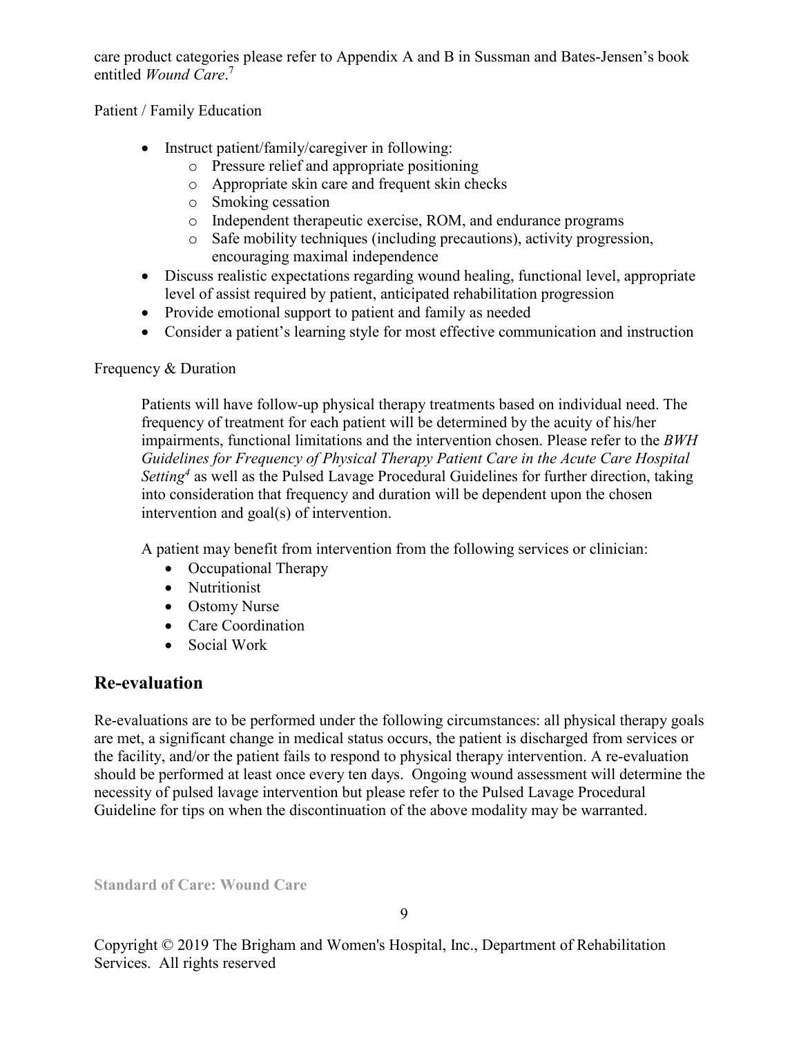care product categories please refer to Appendix A and B in Sussman and Bates-Jensen's book entitled *Wound Care*.[7]

Patient / Family Education

- Instruct patient/family/caregiver in following:
  - Pressure relief and appropriate positioning
  - Appropriate skin care and frequent skin checks
  - Smoking cessation
  - Independent therapeutic exercise, ROM, and endurance programs
  - Safe mobility techniques (including precautions), activity progression, encouraging maximal independence
- Discuss realistic expectations regarding wound healing, functional level, appropriate level of assist required by patient, anticipated rehabilitation progression
- Provide emotional support to patient and family as needed
- Consider a patient's learning style for most effective communication and instruction

Frequency & Duration

Patients will have follow-up physical therapy treatments based on individual need. The frequency of treatment for each patient will be determined by the acuity of his/her impairments, functional limitations and the intervention chosen. Please refer to the *BWH Guidelines for Frequency of Physical Therapy Patient Care in the Acute Care Hospital Setting*[4] as well as the Pulsed Lavage Procedural Guidelines for further direction, taking into consideration that frequency and duration will be dependent upon the chosen intervention and goal(s) of intervention.

A patient may benefit from intervention from the following services or clinician:

- Occupational Therapy
- Nutritionist
- Ostomy Nurse
- Care Coordination
- Social Work

## Re-evaluation

Re-evaluations are to be performed under the following circumstances: all physical therapy goals are met, a significant change in medical status occurs, the patient is discharged from services or the facility, and/or the patient fails to respond to physical therapy intervention. A re-evaluation should be performed at least once every ten days. Ongoing wound assessment will determine the necessity of pulsed lavage intervention but please refer to the Pulsed Lavage Procedural Guideline for tips on when the discontinuation of the above modality may be warranted.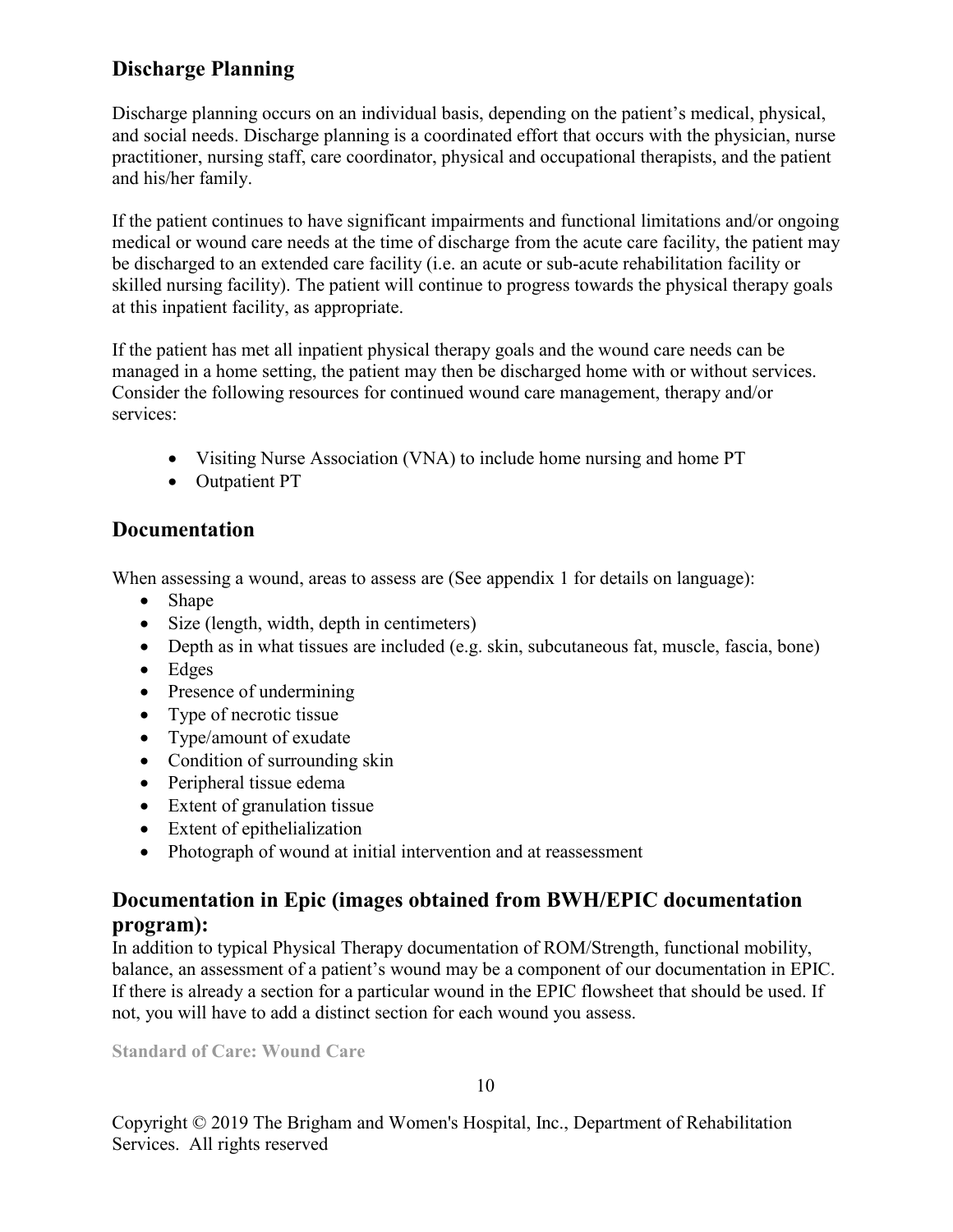## Discharge Planning

Discharge planning occurs on an individual basis, depending on the patient's medical, physical, and social needs. Discharge planning is a coordinated effort that occurs with the physician, nurse practitioner, nursing staff, care coordinator, physical and occupational therapists, and the patient and his/her family.

If the patient continues to have significant impairments and functional limitations and/or ongoing medical or wound care needs at the time of discharge from the acute care facility, the patient may be discharged to an extended care facility (i.e. an acute or sub-acute rehabilitation facility or skilled nursing facility). The patient will continue to progress towards the physical therapy goals at this inpatient facility, as appropriate.

If the patient has met all inpatient physical therapy goals and the wound care needs can be managed in a home setting, the patient may then be discharged home with or without services. Consider the following resources for continued wound care management, therapy and/or services:

- Visiting Nurse Association (VNA) to include home nursing and home PT
- Outpatient PT

## Documentation

When assessing a wound, areas to assess are (See appendix 1 for details on language):

- Shape
- Size (length, width, depth in centimeters)
- Depth as in what tissues are included (e.g. skin, subcutaneous fat, muscle, fascia, bone)
- Edges
- Presence of undermining
- Type of necrotic tissue
- Type/amount of exudate
- Condition of surrounding skin
- Peripheral tissue edema
- Extent of granulation tissue
- Extent of epithelialization
- Photograph of wound at initial intervention and at reassessment

## Documentation in Epic (images obtained from BWH/EPIC documentation program):

In addition to typical Physical Therapy documentation of ROM/Strength, functional mobility, balance, an assessment of a patient's wound may be a component of our documentation in EPIC. If there is already a section for a particular wound in the EPIC flowsheet that should be used. If not, you will have to add a distinct section for each wound you assess.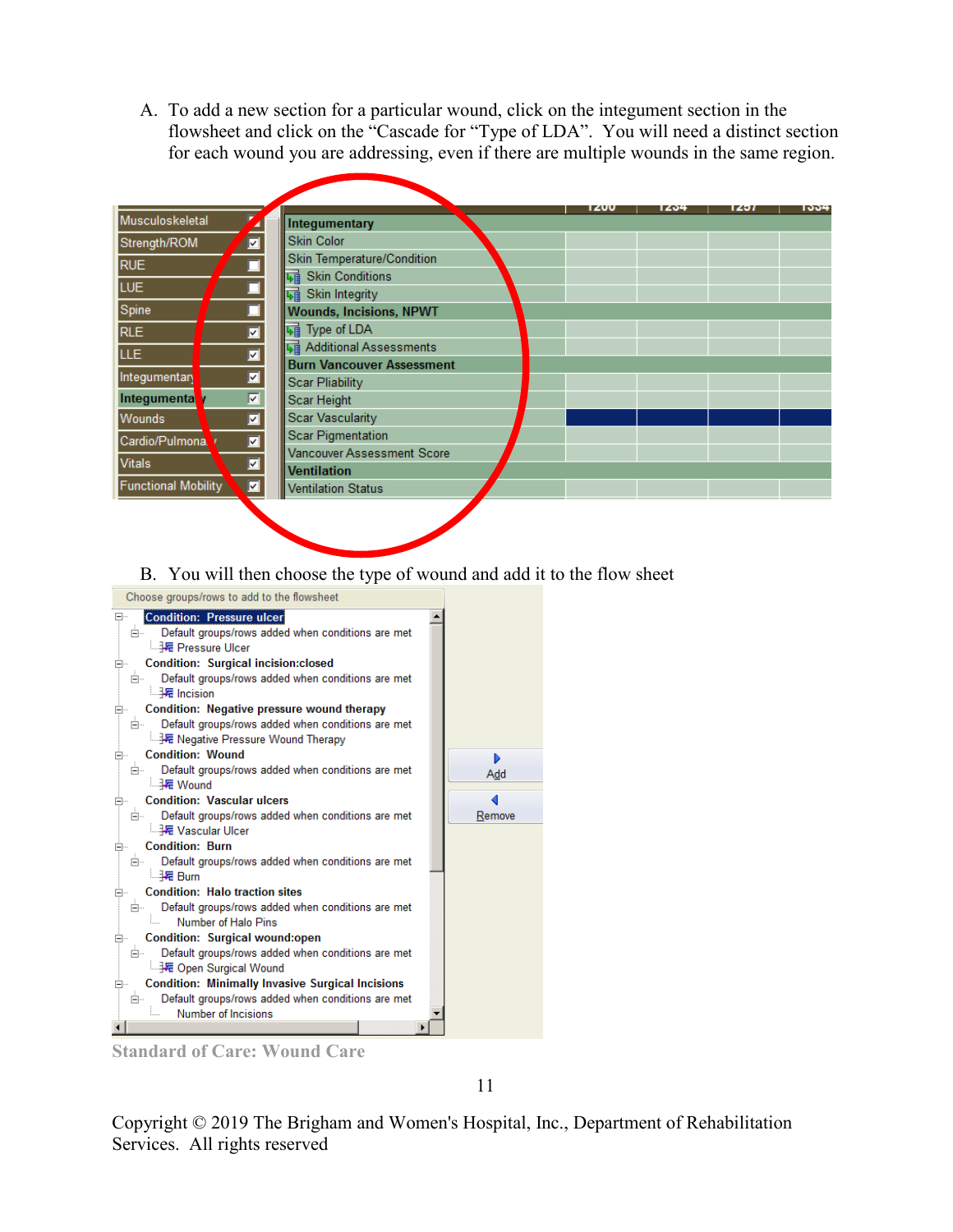A. To add a new section for a particular wound, click on the integument section in the flowsheet and click on the "Cascade for "Type of LDA". You will need a distinct section for each wound you are addressing, even if there are multiple wounds in the same region.

B. You will then choose the type of wound and add it to the flow sheet

Standard of Care: Wound Care

Copyright © 2019 The Brigham and Women's Hospital, Inc., Department of Rehabilitation Services. All rights reserved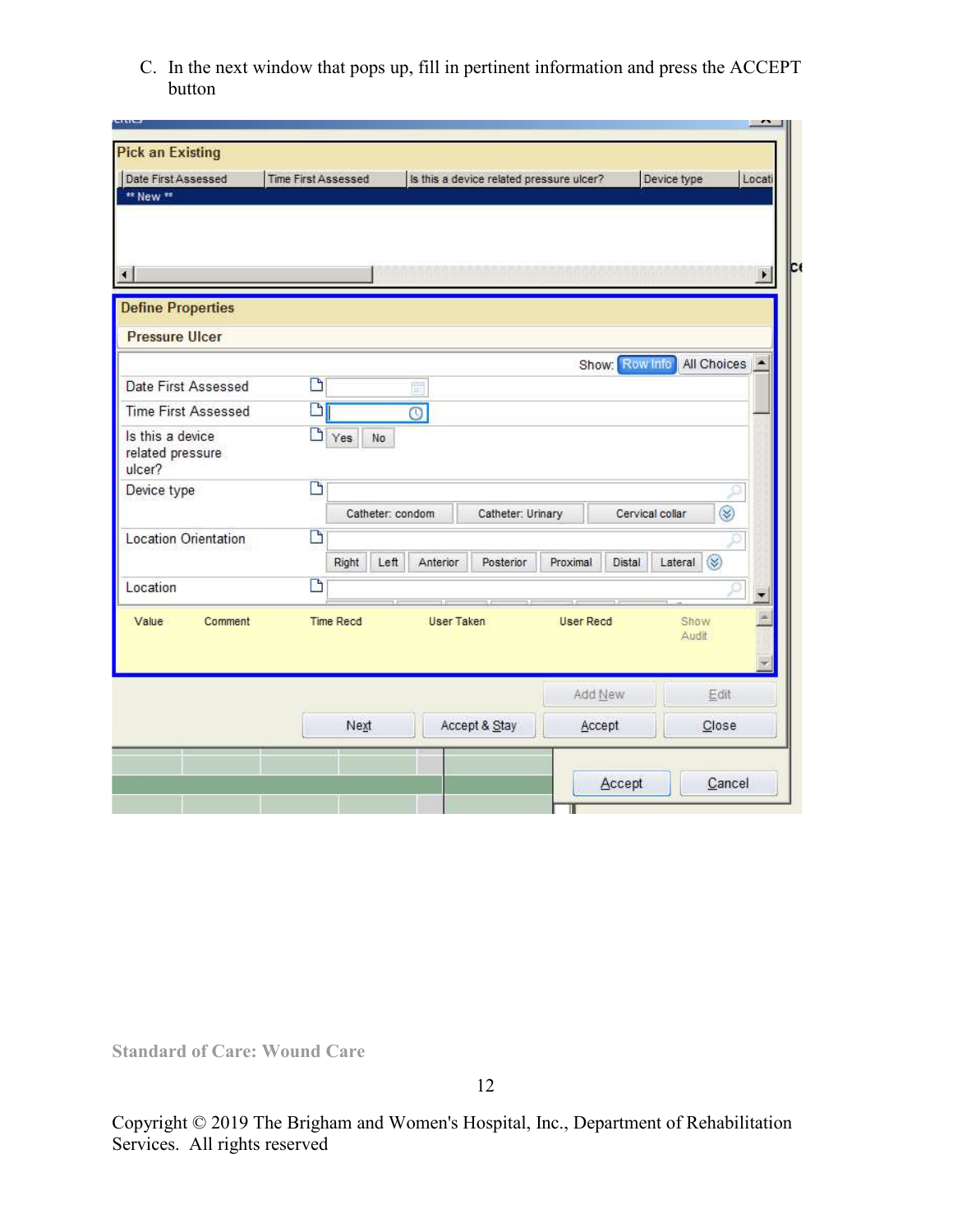C. In the next window that pops up, fill in pertinent information and press the ACCEPT button

Copyright © 2019 The Brigham and Women's Hospital, Inc., Department of Rehabilitation Services. All rights reserved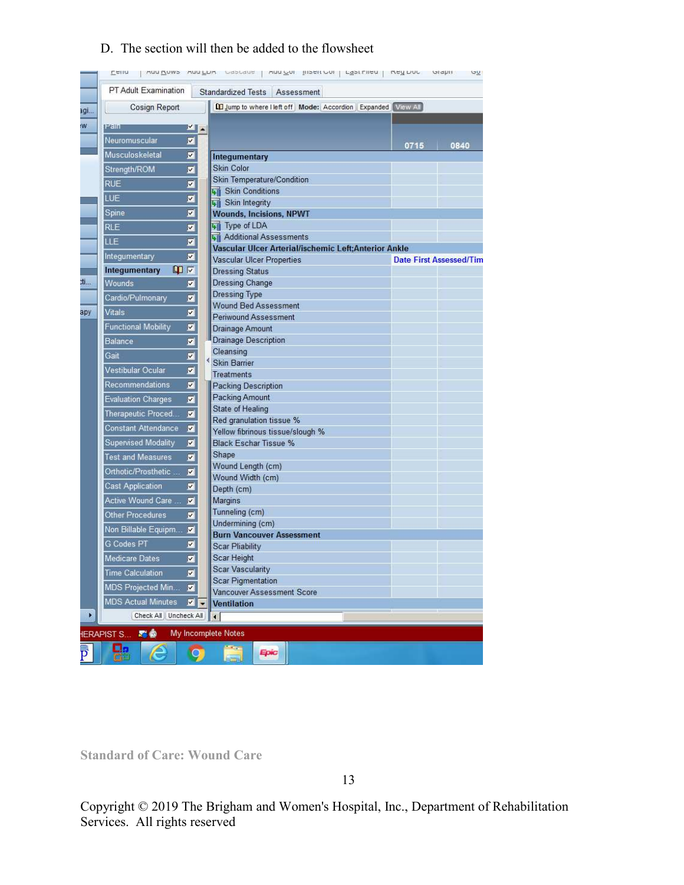D. The section will then be added to the flowsheet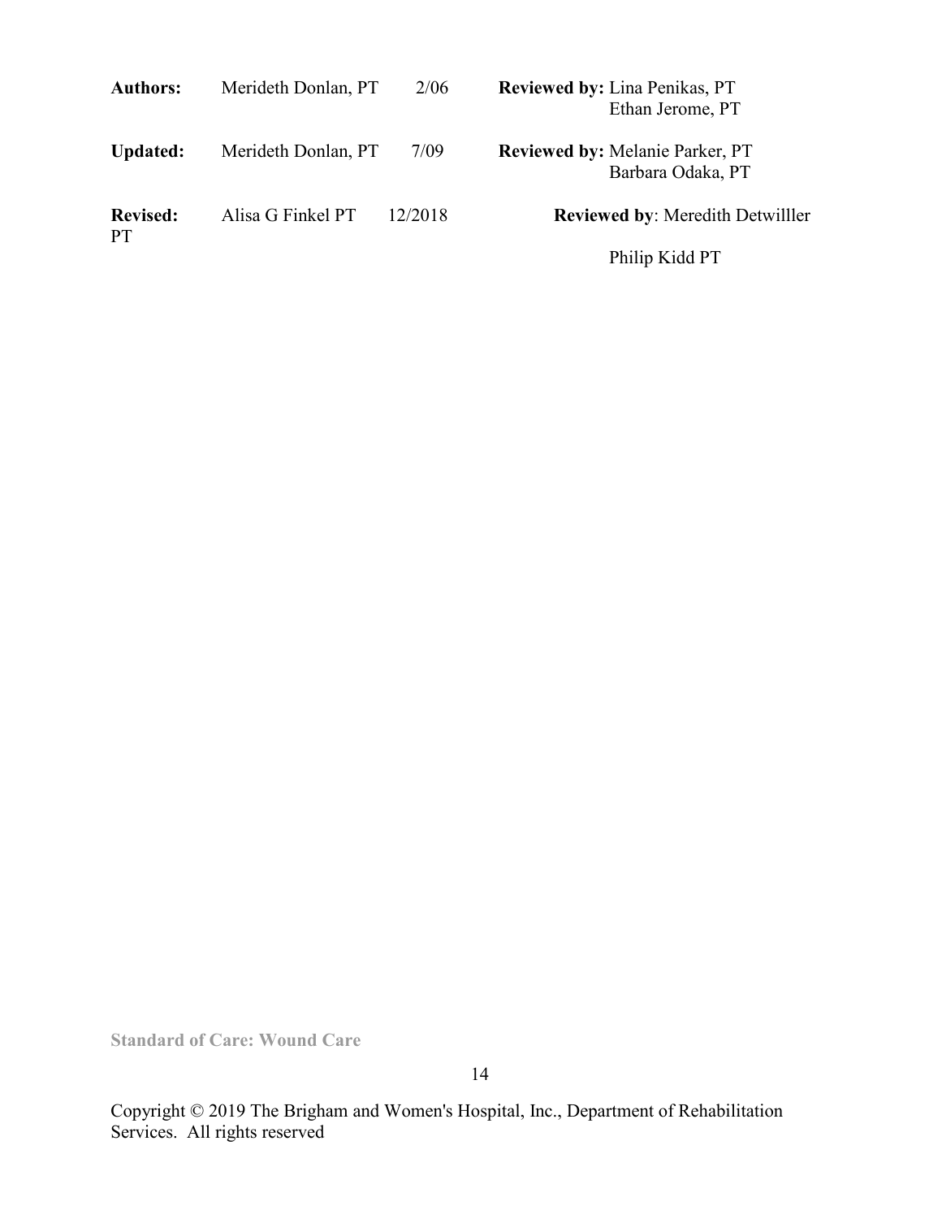| | | | |
|---|---|---|---|
| **Authors:** | Merideth Donlan, PT | 2/06 | **Reviewed by:** Lina Penikas, PT<br>Ethan Jerome, PT |
| **Updated:** | Merideth Donlan, PT | 7/09 | **Reviewed by:** Melanie Parker, PT<br>Barbara Odaka, PT |
| **Revised:** | Alisa G Finkel PT | 12/2018 | **Reviewed by**: Meredith Detwilller PT<br>Philip Kidd PT |

Standard of Care: Wound Care

Copyright © 2019 The Brigham and Women's Hospital, Inc., Department of Rehabilitation Services. All rights reserved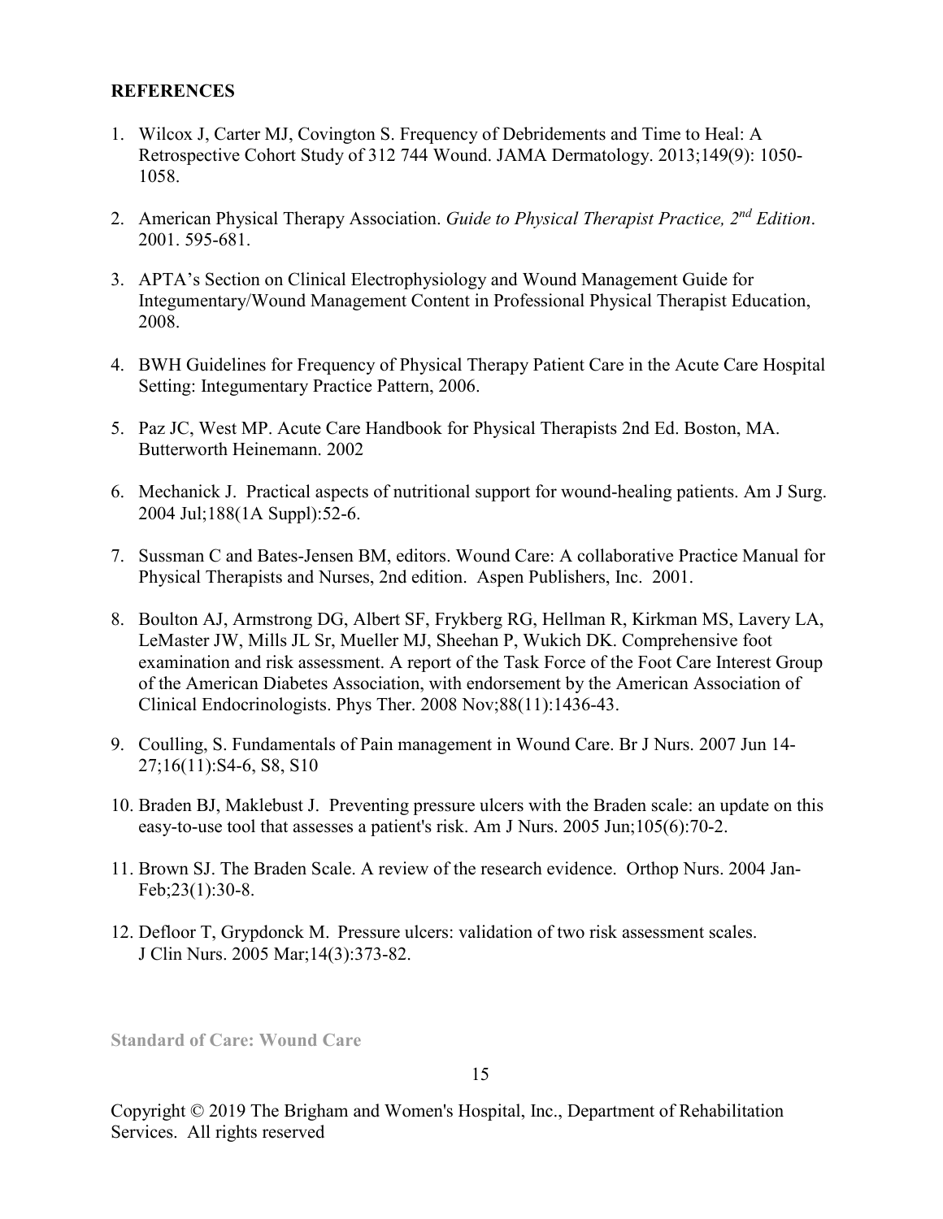**REFERENCES**

1. Wilcox J, Carter MJ, Covington S. Frequency of Debridements and Time to Heal: A Retrospective Cohort Study of 312 744 Wound. JAMA Dermatology. 2013;149(9): 1050-1058.

2. American Physical Therapy Association. *Guide to Physical Therapist Practice, 2nd Edition*. 2001. 595-681.

3. APTA's Section on Clinical Electrophysiology and Wound Management Guide for Integumentary/Wound Management Content in Professional Physical Therapist Education, 2008.

4. BWH Guidelines for Frequency of Physical Therapy Patient Care in the Acute Care Hospital Setting: Integumentary Practice Pattern, 2006.

5. Paz JC, West MP. Acute Care Handbook for Physical Therapists 2nd Ed. Boston, MA. Butterworth Heinemann. 2002

6. Mechanick J. Practical aspects of nutritional support for wound-healing patients. Am J Surg. 2004 Jul;188(1A Suppl):52-6.

7. Sussman C and Bates-Jensen BM, editors. Wound Care: A collaborative Practice Manual for Physical Therapists and Nurses, 2nd edition. Aspen Publishers, Inc. 2001.

8. Boulton AJ, Armstrong DG, Albert SF, Frykberg RG, Hellman R, Kirkman MS, Lavery LA, LeMaster JW, Mills JL Sr, Mueller MJ, Sheehan P, Wukich DK. Comprehensive foot examination and risk assessment. A report of the Task Force of the Foot Care Interest Group of the American Diabetes Association, with endorsement by the American Association of Clinical Endocrinologists. Phys Ther. 2008 Nov;88(11):1436-43.

9. Coulling, S. Fundamentals of Pain management in Wound Care. Br J Nurs. 2007 Jun 14-27;16(11):S4-6, S8, S10

10. Braden BJ, Maklebust J. Preventing pressure ulcers with the Braden scale: an update on this easy-to-use tool that assesses a patient's risk. Am J Nurs. 2005 Jun;105(6):70-2.

11. Brown SJ. The Braden Scale. A review of the research evidence. Orthop Nurs. 2004 Jan-Feb;23(1):30-8.

12. Defloor T, Grypdonck M. Pressure ulcers: validation of two risk assessment scales. J Clin Nurs. 2005 Mar;14(3):373-82.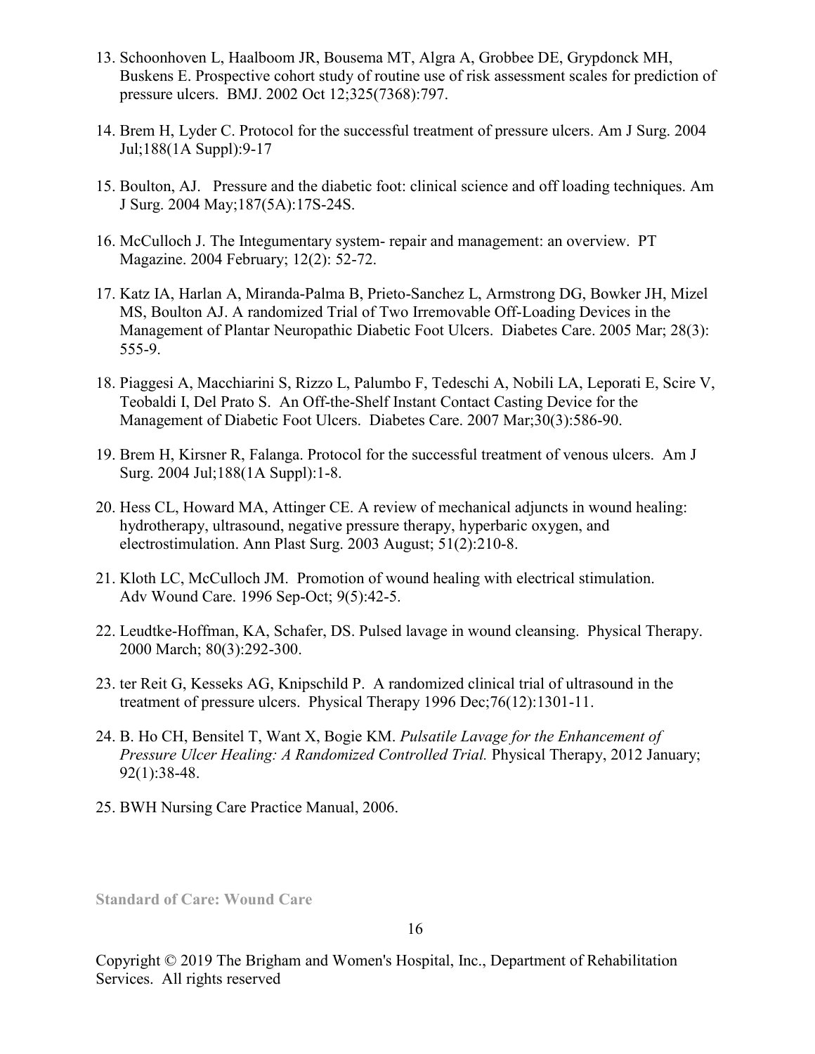13. Schoonhoven L, Haalboom JR, Bousema MT, Algra A, Grobbee DE, Grypdonck MH, Buskens E. Prospective cohort study of routine use of risk assessment scales for prediction of pressure ulcers. BMJ. 2002 Oct 12;325(7368):797.

14. Brem H, Lyder C. Protocol for the successful treatment of pressure ulcers. Am J Surg. 2004 Jul;188(1A Suppl):9-17

15. Boulton, AJ. Pressure and the diabetic foot: clinical science and off loading techniques. Am J Surg. 2004 May;187(5A):17S-24S.

16. McCulloch J. The Integumentary system- repair and management: an overview. PT Magazine. 2004 February; 12(2): 52-72.

17. Katz IA, Harlan A, Miranda-Palma B, Prieto-Sanchez L, Armstrong DG, Bowker JH, Mizel MS, Boulton AJ. A randomized Trial of Two Irremovable Off-Loading Devices in the Management of Plantar Neuropathic Diabetic Foot Ulcers. Diabetes Care. 2005 Mar; 28(3): 555-9.

18. Piaggesi A, Macchiarini S, Rizzo L, Palumbo F, Tedeschi A, Nobili LA, Leporati E, Scire V, Teobaldi I, Del Prato S. An Off-the-Shelf Instant Contact Casting Device for the Management of Diabetic Foot Ulcers. Diabetes Care. 2007 Mar;30(3):586-90.

19. Brem H, Kirsner R, Falanga. Protocol for the successful treatment of venous ulcers. Am J Surg. 2004 Jul;188(1A Suppl):1-8.

20. Hess CL, Howard MA, Attinger CE. A review of mechanical adjuncts in wound healing: hydrotherapy, ultrasound, negative pressure therapy, hyperbaric oxygen, and electrostimulation. Ann Plast Surg. 2003 August; 51(2):210-8.

21. Kloth LC, McCulloch JM. Promotion of wound healing with electrical stimulation. Adv Wound Care. 1996 Sep-Oct; 9(5):42-5.

22. Leudtke-Hoffman, KA, Schafer, DS. Pulsed lavage in wound cleansing. Physical Therapy. 2000 March; 80(3):292-300.

23. ter Reit G, Kesseks AG, Knipschild P. A randomized clinical trial of ultrasound in the treatment of pressure ulcers. Physical Therapy 1996 Dec;76(12):1301-11.

24. B. Ho CH, Bensitel T, Want X, Bogie KM. *Pulsatile Lavage for the Enhancement of Pressure Ulcer Healing: A Randomized Controlled Trial.* Physical Therapy, 2012 January; 92(1):38-48.

25. BWH Nursing Care Practice Manual, 2006.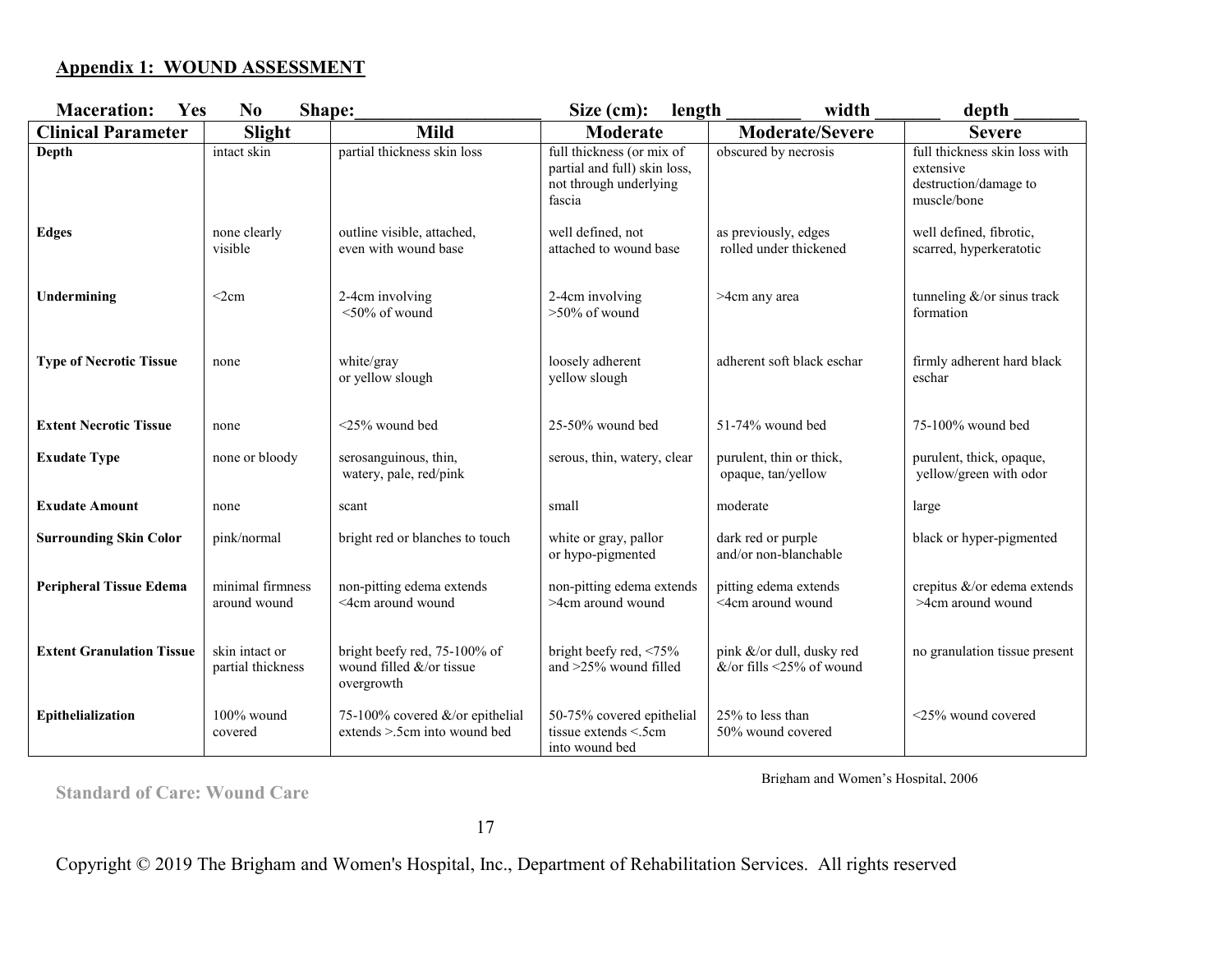## Appendix 1: WOUND ASSESSMENT

**Maceration: Yes No Shape:____________________ Size (cm): length ________ width _______ depth _______**

| Clinical Parameter | Slight | Mild | Moderate | Moderate/Severe | Severe |
|---|---|---|---|---|---|
| **Depth** | intact skin | partial thickness skin loss | full thickness (or mix of partial and full) skin loss, not through underlying fascia | obscured by necrosis | full thickness skin loss with extensive destruction/damage to muscle/bone |
| **Edges** | none clearly visible | outline visible, attached, even with wound base | well defined, not attached to wound base | as previously, edges rolled under thickened | well defined, fibrotic, scarred, hyperkeratotic |
| **Undermining** | <2cm | 2-4cm involving <50% of wound | 2-4cm involving >50% of wound | >4cm any area | tunneling &/or sinus track formation |
| **Type of Necrotic Tissue** | none | white/gray or yellow slough | loosely adherent yellow slough | adherent soft black eschar | firmly adherent hard black eschar |
| **Extent Necrotic Tissue** | none | <25% wound bed | 25-50% wound bed | 51-74% wound bed | 75-100% wound bed |
| **Exudate Type** | none or bloody | serosanguinous, thin, watery, pale, red/pink | serous, thin, watery, clear | purulent, thin or thick, opaque, tan/yellow | purulent, thick, opaque, yellow/green with odor |
| **Exudate Amount** | none | scant | small | moderate | large |
| **Surrounding Skin Color** | pink/normal | bright red or blanches to touch | white or gray, pallor or hypo-pigmented | dark red or purple and/or non-blanchable | black or hyper-pigmented |
| **Peripheral Tissue Edema** | minimal firmness around wound | non-pitting edema extends <4cm around wound | non-pitting edema extends >4cm around wound | pitting edema extends <4cm around wound | crepitus &/or edema extends >4cm around wound |
| **Extent Granulation Tissue** | skin intact or partial thickness | bright beefy red, 75-100% of wound filled &/or tissue overgrowth | bright beefy red, <75% and >25% wound filled | pink &/or dull, dusky red &/or fills <25% of wound | no granulation tissue present |
| **Epithelialization** | 100% wound covered | 75-100% covered &/or epithelial extends >.5cm into wound bed | 50-75% covered epithelial tissue extends <.5cm into wound bed | 25% to less than 50% wound covered | <25% wound covered |

Brigham and Women's Hospital, 2006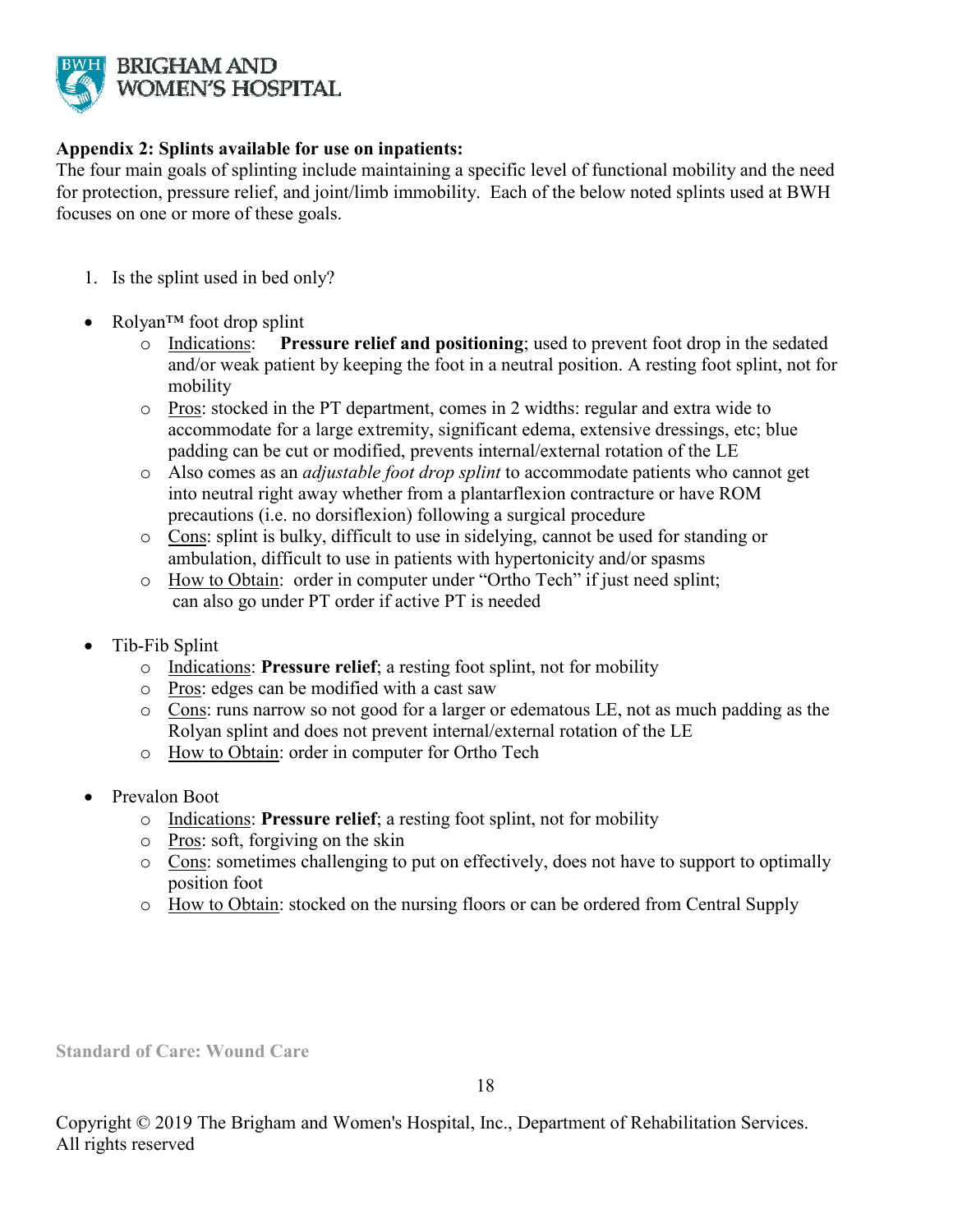**Appendix 2: Splints available for use on inpatients:**

The four main goals of splinting include maintaining a specific level of functional mobility and the need for protection, pressure relief, and joint/limb immobility. Each of the below noted splints used at BWH focuses on one or more of these goals.

1. Is the splint used in bed only?

- Rolyan™ foot drop splint
    - Indications: **Pressure relief and positioning**; used to prevent foot drop in the sedated and/or weak patient by keeping the foot in a neutral position. A resting foot splint, not for mobility
    - Pros: stocked in the PT department, comes in 2 widths: regular and extra wide to accommodate for a large extremity, significant edema, extensive dressings, etc; blue padding can be cut or modified, prevents internal/external rotation of the LE
    - Also comes as an *adjustable foot drop splint* to accommodate patients who cannot get into neutral right away whether from a plantarflexion contracture or have ROM precautions (i.e. no dorsiflexion) following a surgical procedure
    - Cons: splint is bulky, difficult to use in sidelying, cannot be used for standing or ambulation, difficult to use in patients with hypertonicity and/or spasms
    - How to Obtain: order in computer under "Ortho Tech" if just need splint; can also go under PT order if active PT is needed

- Tib-Fib Splint
    - Indications: **Pressure relief**; a resting foot splint, not for mobility
    - Pros: edges can be modified with a cast saw
    - Cons: runs narrow so not good for a larger or edematous LE, not as much padding as the Rolyan splint and does not prevent internal/external rotation of the LE
    - How to Obtain: order in computer for Ortho Tech

- Prevalon Boot
    - Indications: **Pressure relief**; a resting foot splint, not for mobility
    - Pros: soft, forgiving on the skin
    - Cons: sometimes challenging to put on effectively, does not have to support to optimally position foot
    - How to Obtain: stocked on the nursing floors or can be ordered from Central Supply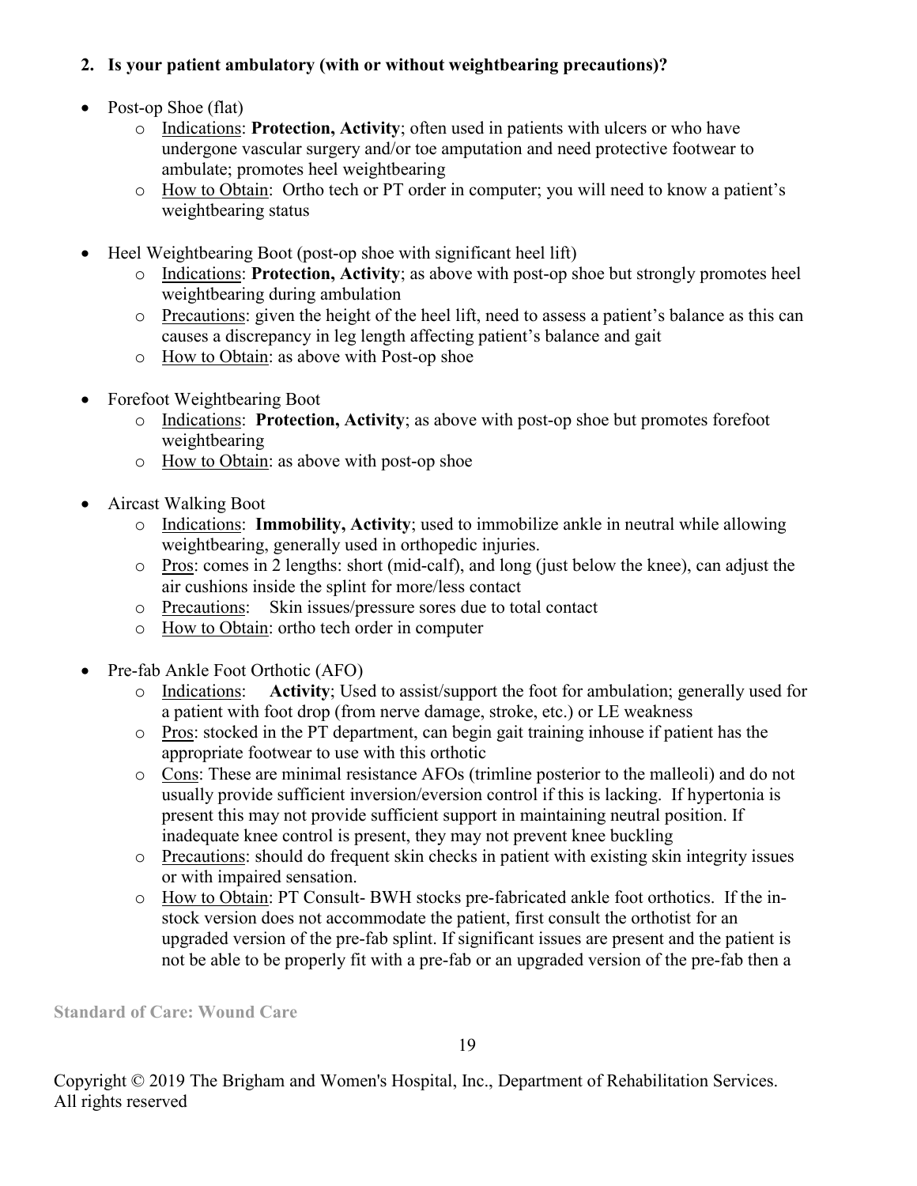**2. Is your patient ambulatory (with or without weightbearing precautions)?**

- Post-op Shoe (flat)
  - Indications: **Protection, Activity**; often used in patients with ulcers or who have undergone vascular surgery and/or toe amputation and need protective footwear to ambulate; promotes heel weightbearing
  - How to Obtain: Ortho tech or PT order in computer; you will need to know a patient's weightbearing status

- Heel Weightbearing Boot (post-op shoe with significant heel lift)
  - Indications: **Protection, Activity**; as above with post-op shoe but strongly promotes heel weightbearing during ambulation
  - Precautions: given the height of the heel lift, need to assess a patient's balance as this can causes a discrepancy in leg length affecting patient's balance and gait
  - How to Obtain: as above with Post-op shoe

- Forefoot Weightbearing Boot
  - Indications: **Protection, Activity**; as above with post-op shoe but promotes forefoot weightbearing
  - How to Obtain: as above with post-op shoe

- Aircast Walking Boot
  - Indications: **Immobility, Activity**; used to immobilize ankle in neutral while allowing weightbearing, generally used in orthopedic injuries.
  - Pros: comes in 2 lengths: short (mid-calf), and long (just below the knee), can adjust the air cushions inside the splint for more/less contact
  - Precautions: Skin issues/pressure sores due to total contact
  - How to Obtain: ortho tech order in computer

- Pre-fab Ankle Foot Orthotic (AFO)
  - Indications: **Activity**; Used to assist/support the foot for ambulation; generally used for a patient with foot drop (from nerve damage, stroke, etc.) or LE weakness
  - Pros: stocked in the PT department, can begin gait training inhouse if patient has the appropriate footwear to use with this orthotic
  - Cons: These are minimal resistance AFOs (trimline posterior to the malleoli) and do not usually provide sufficient inversion/eversion control if this is lacking. If hypertonia is present this may not provide sufficient support in maintaining neutral position. If inadequate knee control is present, they may not prevent knee buckling
  - Precautions: should do frequent skin checks in patient with existing skin integrity issues or with impaired sensation.
  - How to Obtain: PT Consult- BWH stocks pre-fabricated ankle foot orthotics. If the in-stock version does not accommodate the patient, first consult the orthotist for an upgraded version of the pre-fab splint. If significant issues are present and the patient is not be able to be properly fit with a pre-fab or an upgraded version of the pre-fab then a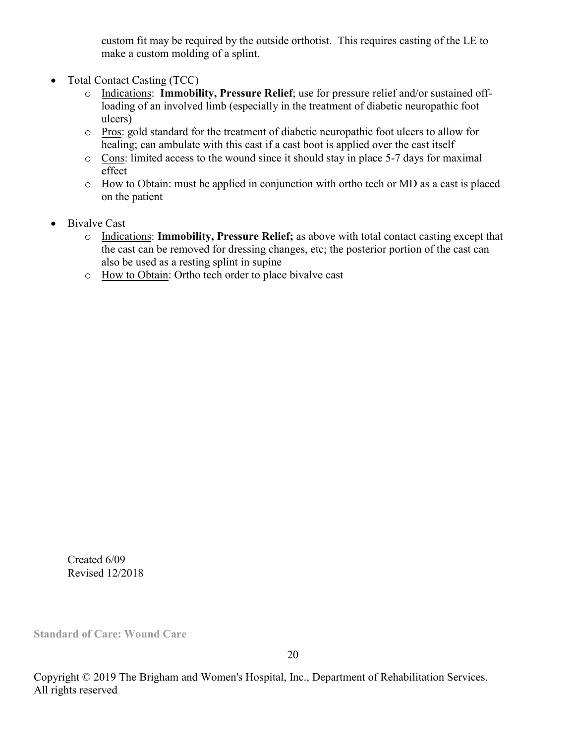custom fit may be required by the outside orthotist. This requires casting of the LE to make a custom molding of a splint.

- Total Contact Casting (TCC)
  - Indications: **Immobility, Pressure Relief**; use for pressure relief and/or sustained off-loading of an involved limb (especially in the treatment of diabetic neuropathic foot ulcers)
  - Pros: gold standard for the treatment of diabetic neuropathic foot ulcers to allow for healing; can ambulate with this cast if a cast boot is applied over the cast itself
  - Cons: limited access to the wound since it should stay in place 5-7 days for maximal effect
  - How to Obtain: must be applied in conjunction with ortho tech or MD as a cast is placed on the patient

- Bivalve Cast
  - Indications: **Immobility, Pressure Relief;** as above with total contact casting except that the cast can be removed for dressing changes, etc; the posterior portion of the cast can also be used as a resting splint in supine
  - How to Obtain: Ortho tech order to place bivalve cast

Created 6/09
Revised 12/2018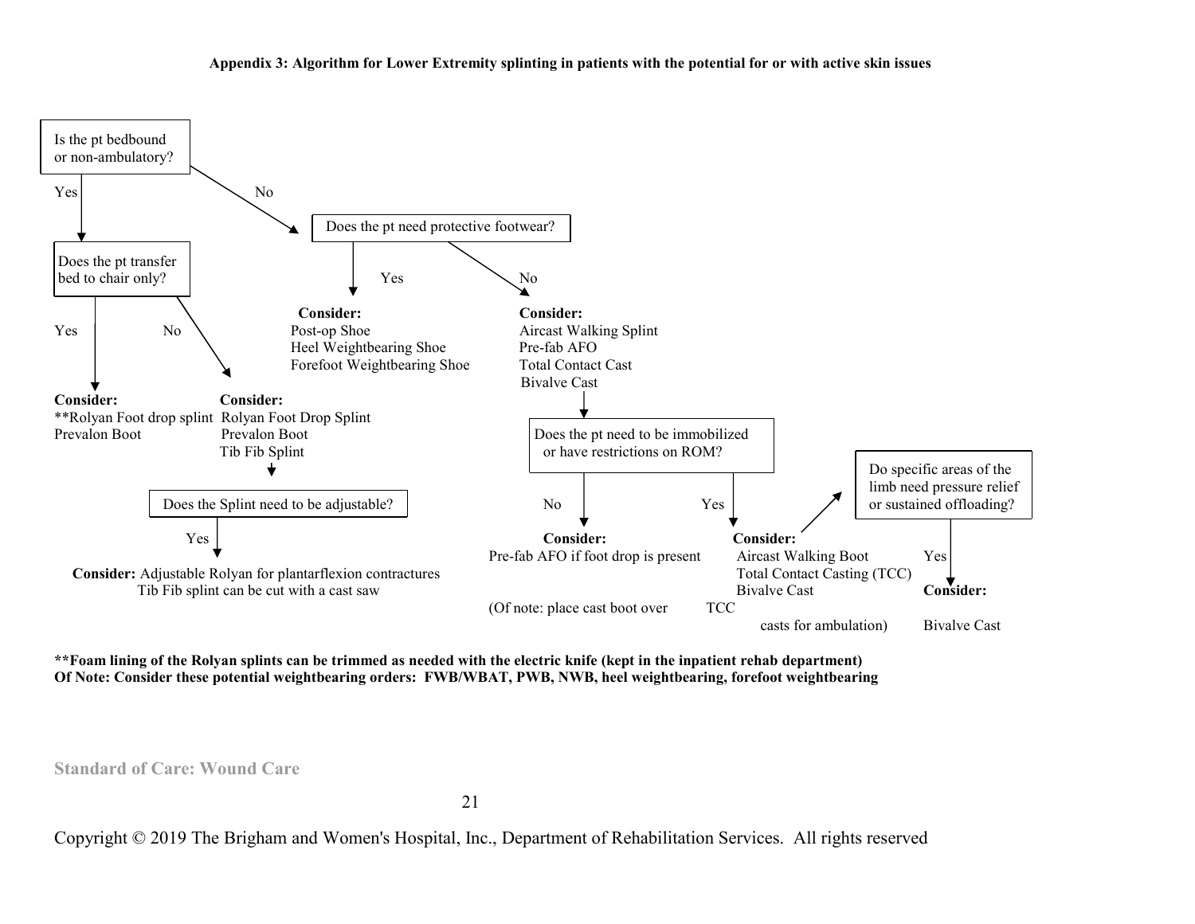**Appendix 3: Algorithm for Lower Extremity splinting in patients with the potential for or with active skin issues**

Is the pt bedbound or non-ambulatory?

Yes

No

Does the pt need protective footwear?

Does the pt transfer bed to chair only?

Yes

No

Yes

No

**Consider:**
Post-op Shoe
Heel Weightbearing Shoe
Forefoot Weightbearing Shoe

**Consider:**
Aircast Walking Splint
Pre-fab AFO
Total Contact Cast
Bivalve Cast

**Consider:**
**Rolyan Foot drop splint
Prevalon Boot

**Consider:**
Rolyan Foot Drop Splint
Prevalon Boot
Tib Fib Splint

Does the pt need to be immobilized or have restrictions on ROM?

Do specific areas of the limb need pressure relief or sustained offloading?

Does the Splint need to be adjustable?

No

Yes

Yes

**Consider:**
Pre-fab AFO if foot drop is present

**Consider:**
Aircast Walking Boot
Total Contact Casting (TCC)
Bivalve Cast

Yes

**Consider:**
Bivalve Cast

**Consider:** Adjustable Rolyan for plantarflexion contractures
Tib Fib splint can be cut with a cast saw

(Of note: place cast boot over TCC casts for ambulation)

**\*\*Foam lining of the Rolyan splints can be trimmed as needed with the electric knife (kept in the inpatient rehab department)**
**Of Note: Consider these potential weightbearing orders: FWB/WBAT, PWB, NWB, heel weightbearing, forefoot weightbearing**

Copyright © 2019 The Brigham and Women's Hospital, Inc., Department of Rehabilitation Services. All rights reserved